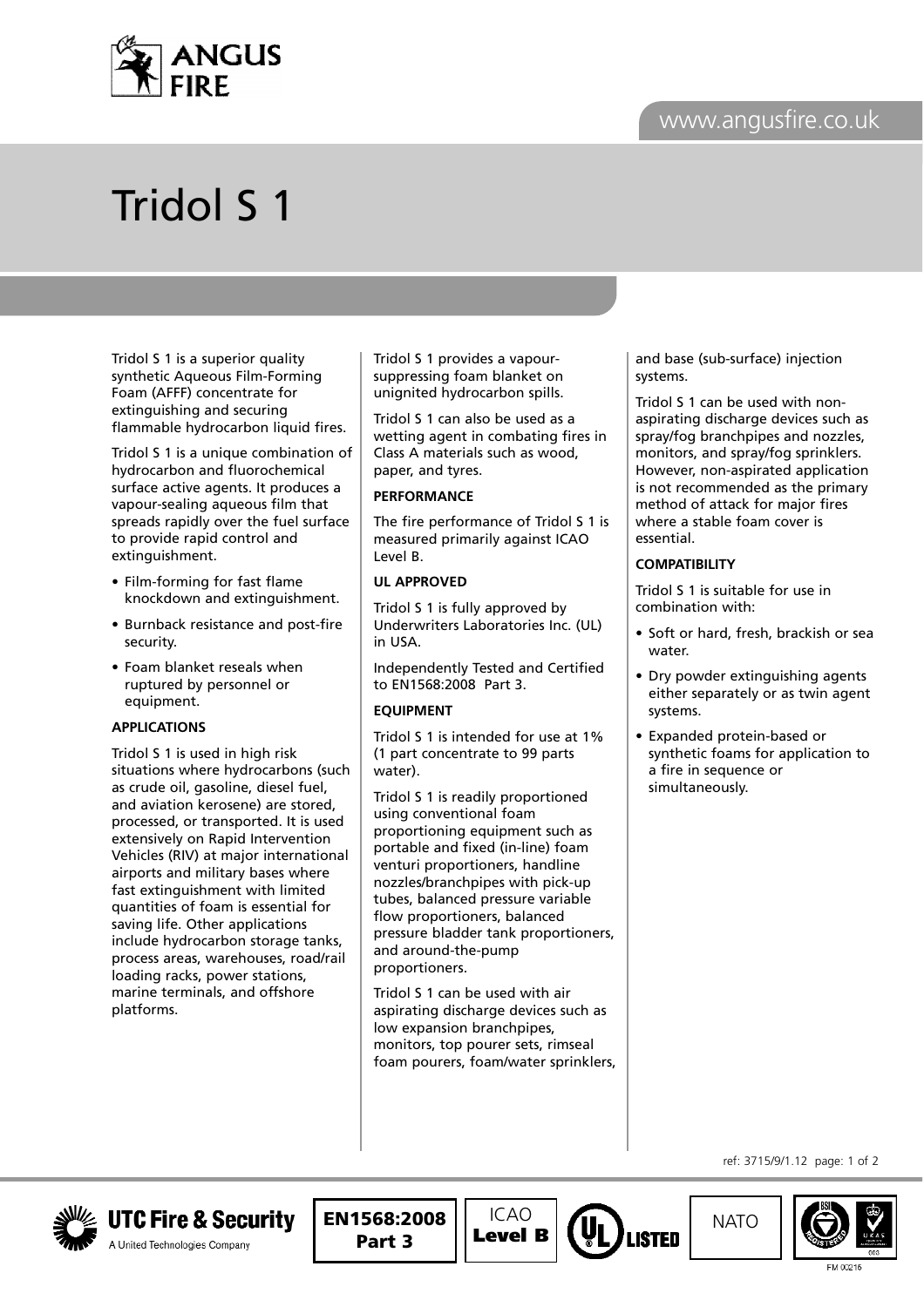# Tridol S 1

Tridol S 1 is a superior quality synthetic Aqueous Film-Forming Foam (AFFF) concentrate for extinguishing and securing flammable hydrocarbon liquid fires.

Tridol S 1 is a unique combination of hydrocarbon and fluorochemical surface active agents. It produces a vapour-sealing aqueous film that spreads rapidly over the fuel surface to provide rapid control and extinguishment.

- Film-forming for fast flame knockdown and extinguishment.
- Burnback resistance and post-fire security.
- Foam blanket reseals when ruptured by personnel or equipment.

**APPLICATIONS**

Tridol S 1 is used in high risk situations where hydrocarbons (such as crude oil, gasoline, diesel fuel, and aviation kerosene) are stored, processed, or transported. It is used extensively on Rapid Intervention Vehicles (RIV) at major international airports and military bases where fast extinguishment with limited quantities of foam is essential for saving life. Other applications include hydrocarbon storage tanks, process areas, warehouses, road/rail loading racks, power stations, marine terminals, and offshore platforms.

Tridol S 1 provides a vapour-suppressing foam blanket on unignited hydrocarbon spills.

Tridol S 1 can also be used as a wetting agent in combating fires in Class A materials such as wood, paper, and tyres.

**PERFORMANCE**

The fire performance of Tridol S 1 is measured primarily against ICAO Level B.

**UL APPROVED**

Tridol S 1 is fully approved by Underwriters Laboratories Inc. (UL) in USA.

Independently Tested and Certified to EN1568:2008 Part 3.

**EQUIPMENT**

Tridol S 1 is intended for use at 1% (1 part concentrate to 99 parts water).

Tridol S 1 is readily proportioned using conventional foam proportioning equipment such as portable and fixed (in-line) foam venturi proportioners, handline nozzles/branchpipes with pick-up tubes, balanced pressure variable flow proportioners, balanced pressure bladder tank proportioners, and around-the-pump proportioners.

Tridol S 1 can be used with air aspirating discharge devices such as low expansion branchpipes, monitors, top pourer sets, rimseal foam pourers, foam/water sprinklers, and base (sub-surface) injection systems.

Tridol S 1 can be used with non-aspirating discharge devices such as spray/fog branchpipes and nozzles, monitors, and spray/fog sprinklers. However, non-aspirated application is not recommended as the primary method of attack for major fires where a stable foam cover is essential.

**COMPATIBILITY**

Tridol S 1 is suitable for use in combination with:

- Soft or hard, fresh, brackish or sea water.
- Dry powder extinguishing agents either separately or as twin agent systems.
- Expanded protein-based or synthetic foams for application to a fire in sequence or simultaneously.

ref: 3715/9/1.12

UTC Fire & Security — A United Technologies Company | EN1568:2008 Part 3 | ICAO Level B | UL LISTED | NATO | FM 00216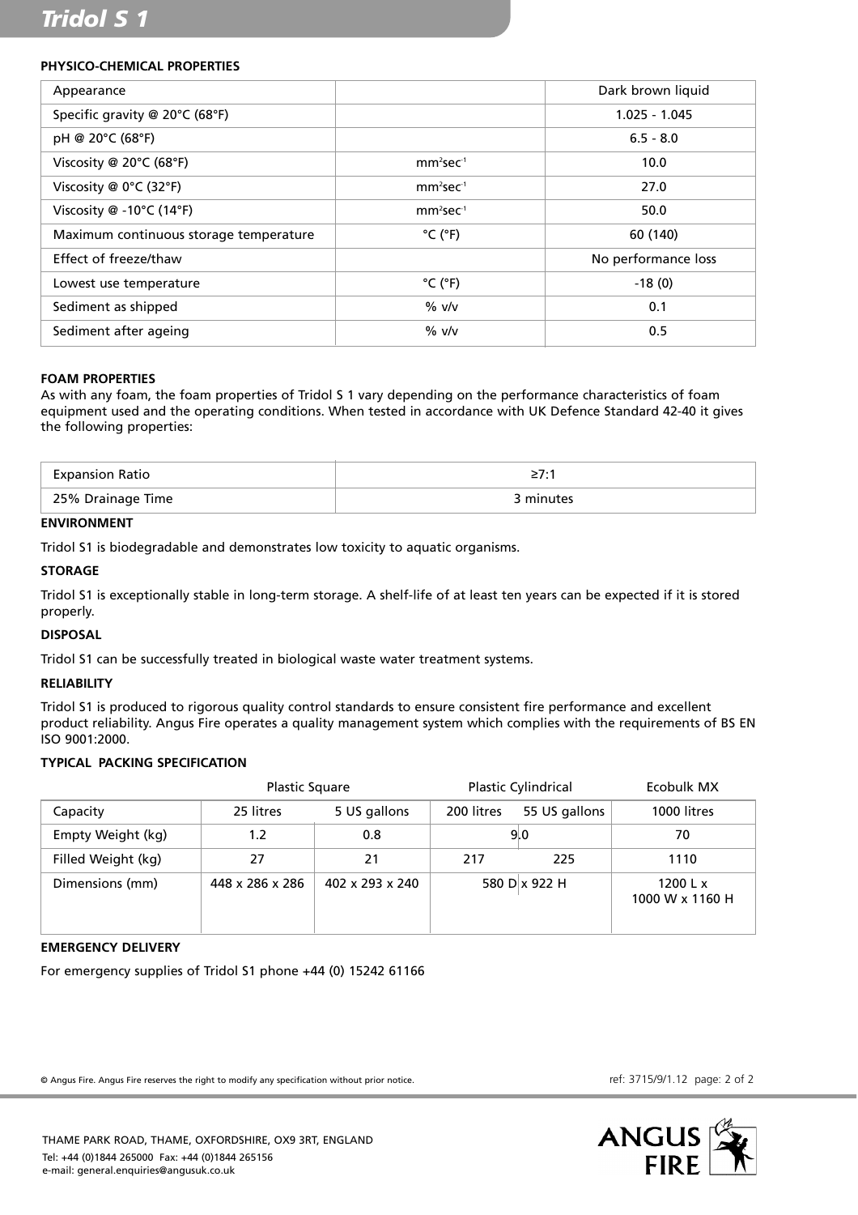# Tridol S 1

**PHYSICO-CHEMICAL PROPERTIES**

| | | |
|---|---|---|
| Appearance | | Dark brown liquid |
| Specific gravity @ 20°C (68°F) | | 1.025 - 1.045 |
| pH @ 20°C (68°F) | | 6.5 - 8.0 |
| Viscosity @ 20°C (68°F) | $mm^2sec^{-1}$ | 10.0 |
| Viscosity @ 0°C (32°F) | $mm^2sec^{-1}$ | 27.0 |
| Viscosity @ -10°C (14°F) | $mm^2sec^{-1}$ | 50.0 |
| Maximum continuous storage temperature | °C (°F) | 60 (140) |
| Effect of freeze/thaw | | No performance loss |
| Lowest use temperature | °C (°F) | -18 (0) |
| Sediment as shipped | % v/v | 0.1 |
| Sediment after ageing | % v/v | 0.5 |

**FOAM PROPERTIES**

As with any foam, the foam properties of Tridol S 1 vary depending on the performance characteristics of foam equipment used and the operating conditions. When tested in accordance with UK Defence Standard 42-40 it gives the following properties:

| | |
|---|---|
| Expansion Ratio | ≥7:1 |
| 25% Drainage Time | 3 minutes |

**ENVIRONMENT**

Tridol S1 is biodegradable and demonstrates low toxicity to aquatic organisms.

**STORAGE**

Tridol S1 is exceptionally stable in long-term storage. A shelf-life of at least ten years can be expected if it is stored properly.

**DISPOSAL**

Tridol S1 can be successfully treated in biological waste water treatment systems.

**RELIABILITY**

Tridol S1 is produced to rigorous quality control standards to ensure consistent fire performance and excellent product reliability. Angus Fire operates a quality management system which complies with the requirements of BS EN ISO 9001:2000.

**TYPICAL PACKING SPECIFICATION**

| | Plastic Square | | Plastic Cylindrical | | Ecobulk MX |
|---|---|---|---|---|---|
| Capacity | 25 litres | 5 US gallons | 200 litres | 55 US gallons | 1000 litres |
| Empty Weight (kg) | 1.2 | 0.8 | 9.0 | | 70 |
| Filled Weight (kg) | 27 | 21 | 217 | 225 | 1110 |
| Dimensions (mm) | 448 x 286 x 286 | 402 x 293 x 240 | 580 D x 922 H | | 1200 L x 1000 W x 1160 H |

**EMERGENCY DELIVERY**

For emergency supplies of Tridol S1 phone +44 (0) 15242 61166

© Angus Fire. Angus Fire reserves the right to modify any specification without prior notice.

ref: 3715/9/1.12

THAME PARK ROAD, THAME, OXFORDSHIRE, OX9 3RT, ENGLAND
Tel: +44 (0)1844 265000 Fax: +44 (0)1844 265156
e-mail: general.enquiries@angusuk.co.uk

ANGUS FIRE